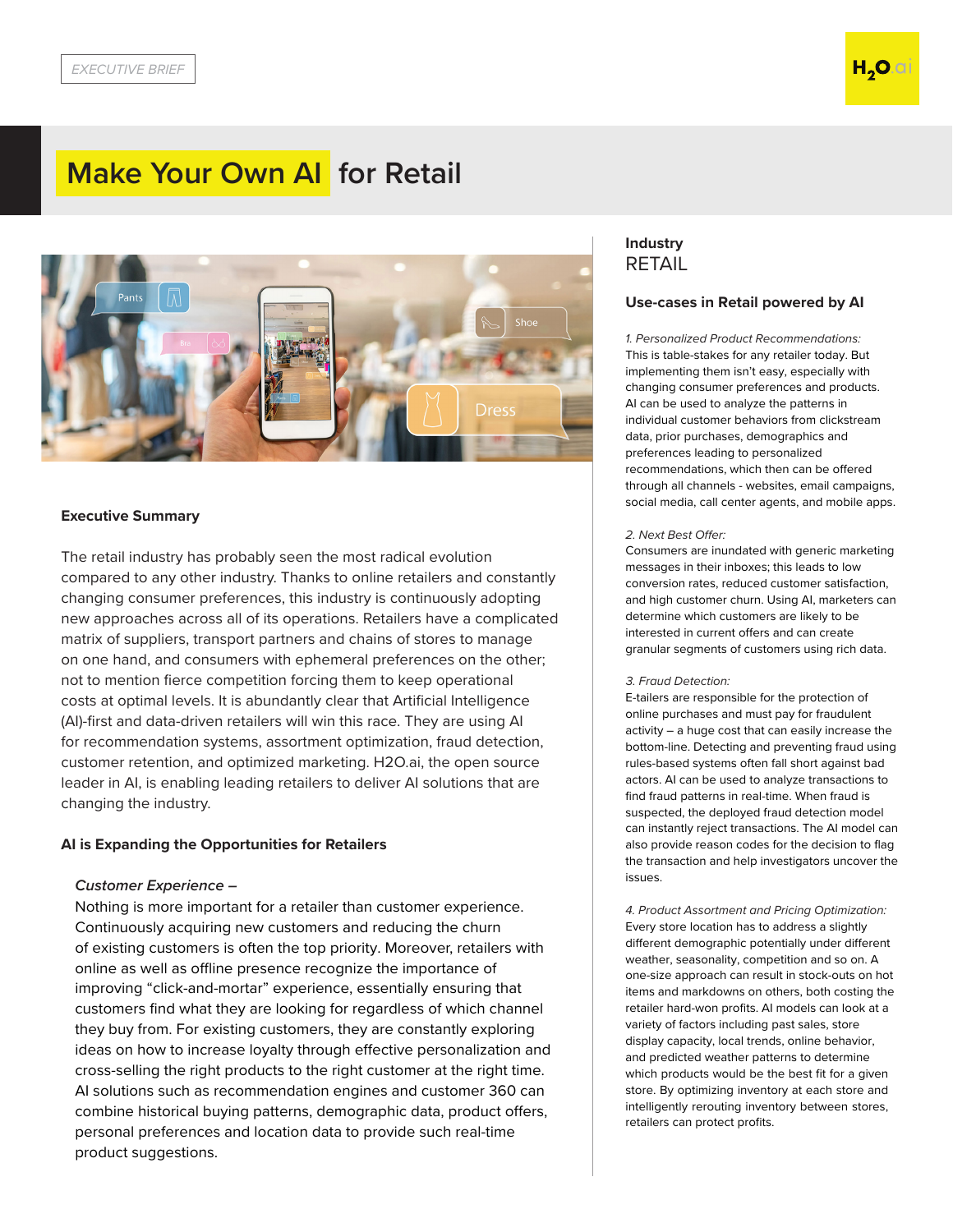EXECUTIVE BRIEF

# Make Your Own AI for Retail

## Executive Summary

The retail industry has probably seen the most radical evolution compared to any other industry. Thanks to online retailers and constantly changing consumer preferences, this industry is continuously adopting new approaches across all of its operations. Retailers have a complicated matrix of suppliers, transport partners and chains of stores to manage on one hand, and consumers with ephemeral preferences on the other; not to mention fierce competition forcing them to keep operational costs at optimal levels. It is abundantly clear that Artificial Intelligence (AI)-first and data-driven retailers will win this race. They are using AI for recommendation systems, assortment optimization, fraud detection, customer retention, and optimized marketing. H2O.ai, the open source leader in AI, is enabling leading retailers to deliver AI solutions that are changing the industry.

## AI is Expanding the Opportunities for Retailers

*Customer Experience –*

Nothing is more important for a retailer than customer experience. Continuously acquiring new customers and reducing the churn of existing customers is often the top priority. Moreover, retailers with online as well as offline presence recognize the importance of improving "click-and-mortar" experience, essentially ensuring that customers find what they are looking for regardless of which channel they buy from. For existing customers, they are constantly exploring ideas on how to increase loyalty through effective personalization and cross-selling the right products to the right customer at the right time. AI solutions such as recommendation engines and customer 360 can combine historical buying patterns, demographic data, product offers, personal preferences and location data to provide such real-time product suggestions.

**Industry**
RETAIL

**Use-cases in Retail powered by AI**

*1. Personalized Product Recommendations:*
This is table-stakes for any retailer today. But implementing them isn't easy, especially with changing consumer preferences and products. AI can be used to analyze the patterns in individual customer behaviors from clickstream data, prior purchases, demographics and preferences leading to personalized recommendations, which then can be offered through all channels - websites, email campaigns, social media, call center agents, and mobile apps.

*2. Next Best Offer:*
Consumers are inundated with generic marketing messages in their inboxes; this leads to low conversion rates, reduced customer satisfaction, and high customer churn. Using AI, marketers can determine which customers are likely to be interested in current offers and can create granular segments of customers using rich data.

*3. Fraud Detection:*
E-tailers are responsible for the protection of online purchases and must pay for fraudulent activity – a huge cost that can easily increase the bottom-line. Detecting and preventing fraud using rules-based systems often fall short against bad actors. AI can be used to analyze transactions to find fraud patterns in real-time. When fraud is suspected, the deployed fraud detection model can instantly reject transactions. The AI model can also provide reason codes for the decision to flag the transaction and help investigators uncover the issues.

*4. Product Assortment and Pricing Optimization:*
Every store location has to address a slightly different demographic potentially under different weather, seasonality, competition and so on. A one-size approach can result in stock-outs on hot items and markdowns on others, both costing the retailer hard-won profits. AI models can look at a variety of factors including past sales, store display capacity, local trends, online behavior, and predicted weather patterns to determine which products would be the best fit for a given store. By optimizing inventory at each store and intelligently rerouting inventory between stores, retailers can protect profits.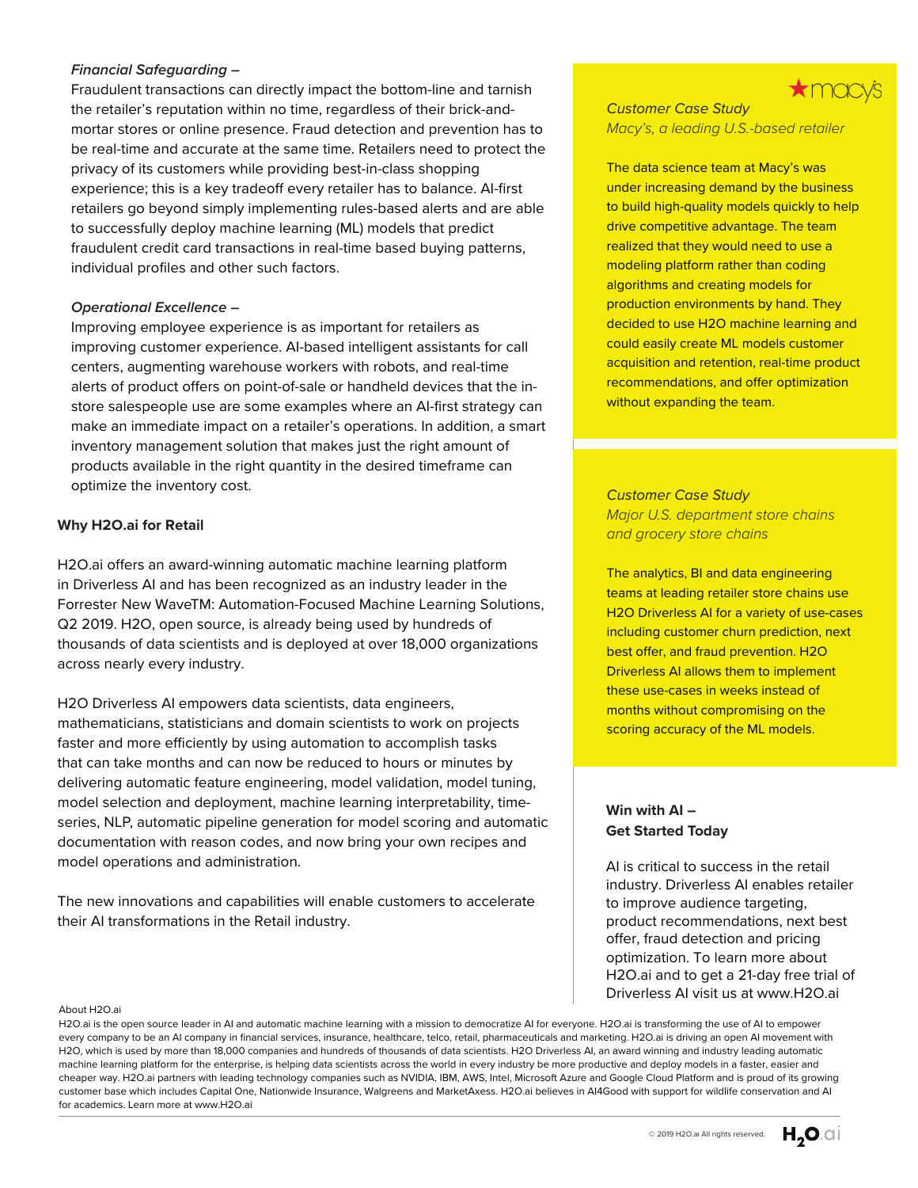***Financial Safeguarding –***

Fraudulent transactions can directly impact the bottom-line and tarnish the retailer's reputation within no time, regardless of their brick-and-mortar stores or online presence. Fraud detection and prevention has to be real-time and accurate at the same time. Retailers need to protect the privacy of its customers while providing best-in-class shopping experience; this is a key tradeoff every retailer has to balance. AI-first retailers go beyond simply implementing rules-based alerts and are able to successfully deploy machine learning (ML) models that predict fraudulent credit card transactions in real-time based buying patterns, individual profiles and other such factors.

***Operational Excellence –***

Improving employee experience is as important for retailers as improving customer experience. AI-based intelligent assistants for call centers, augmenting warehouse workers with robots, and real-time alerts of product offers on point-of-sale or handheld devices that the in-store salespeople use are some examples where an AI-first strategy can make an immediate impact on a retailer's operations. In addition, a smart inventory management solution that makes just the right amount of products available in the right quantity in the desired timeframe can optimize the inventory cost.

**Why H2O.ai for Retail**

H2O.ai offers an award-winning automatic machine learning platform in Driverless AI and has been recognized as an industry leader in the Forrester New WaveTM: Automation-Focused Machine Learning Solutions, Q2 2019. H2O, open source, is already being used by hundreds of thousands of data scientists and is deployed at over 18,000 organizations across nearly every industry.

H2O Driverless AI empowers data scientists, data engineers, mathematicians, statisticians and domain scientists to work on projects faster and more efficiently by using automation to accomplish tasks that can take months and can now be reduced to hours or minutes by delivering automatic feature engineering, model validation, model tuning, model selection and deployment, machine learning interpretability, time-series, NLP, automatic pipeline generation for model scoring and automatic documentation with reason codes, and now bring your own recipes and model operations and administration.

The new innovations and capabilities will enable customers to accelerate their AI transformations in the Retail industry.

macy's

*Customer Case Study*
*Macy's, a leading U.S.-based retailer*

The data science team at Macy's was under increasing demand by the business to build high-quality models quickly to help drive competitive advantage. The team realized that they would need to use a modeling platform rather than coding algorithms and creating models for production environments by hand. They decided to use H2O machine learning and could easily create ML models customer acquisition and retention, real-time product recommendations, and offer optimization without expanding the team.

*Customer Case Study*
*Major U.S. department store chains and grocery store chains*

The analytics, BI and data engineering teams at leading retailer store chains use H2O Driverless AI for a variety of use-cases including customer churn prediction, next best offer, and fraud prevention. H2O Driverless AI allows them to implement these use-cases in weeks instead of months without compromising on the scoring accuracy of the ML models.

**Win with AI –**
**Get Started Today**

AI is critical to success in the retail industry. Driverless AI enables retailer to improve audience targeting, product recommendations, next best offer, fraud detection and pricing optimization. To learn more about H2O.ai and to get a 21-day free trial of Driverless AI visit us at www.H2O.ai

About H2O.ai

H2O.ai is the open source leader in AI and automatic machine learning with a mission to democratize AI for everyone. H2O.ai is transforming the use of AI to empower every company to be an AI company in financial services, insurance, healthcare, telco, retail, pharmaceuticals and marketing. H2O.ai is driving an open AI movement with H2O, which is used by more than 18,000 companies and hundreds of thousands of data scientists. H2O Driverless AI, an award winning and industry leading automatic machine learning platform for the enterprise, is helping data scientists across the world in every industry be more productive and deploy models in a faster, easier and cheaper way. H2O.ai partners with leading technology companies such as NVIDIA, IBM, AWS, Intel, Microsoft Azure and Google Cloud Platform and is proud of its growing customer base which includes Capital One, Nationwide Insurance, Walgreens and MarketAxess. H2O.ai believes in AI4Good with support for wildlife conservation and AI for academics. Learn more at www.H2O.ai

© 2019 H2O.ai All rights reserved.